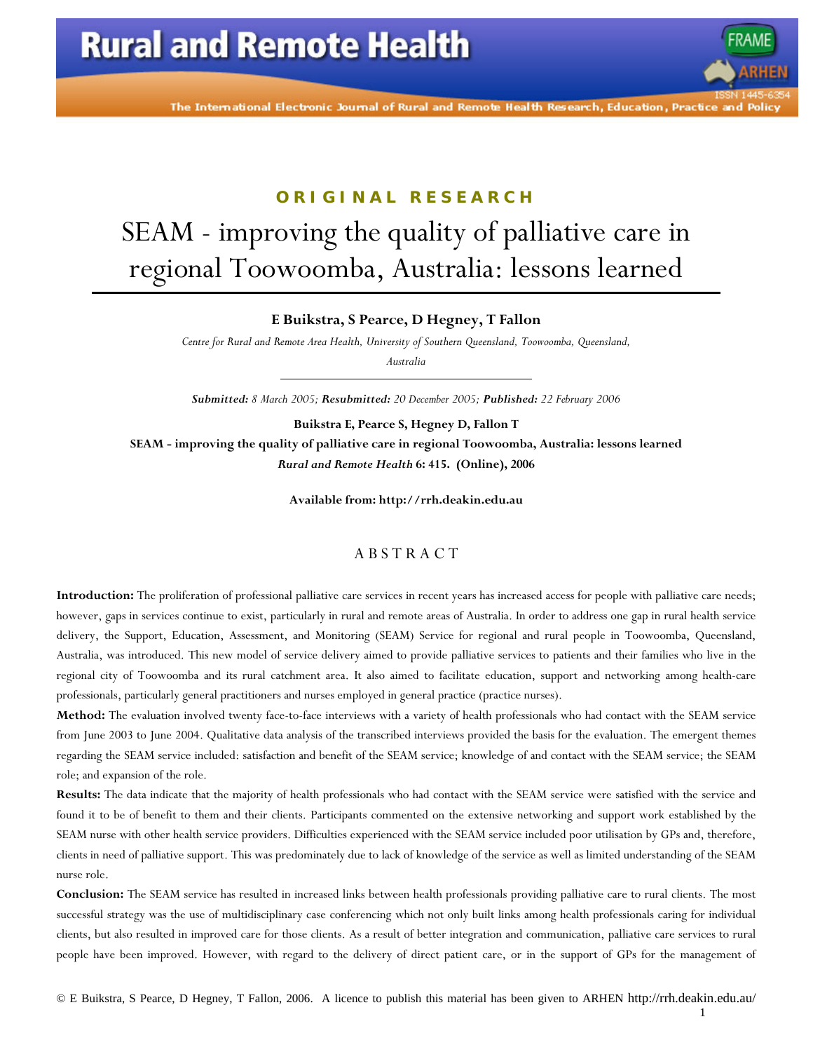ORIGINAL RESEARCH

# SEAM - improving the quality of palliative care in regional Toowoomba, Australia: lessons learned

**E Buikstra, S Pearce, D Hegney, T Fallon**

*Centre for Rural and Remote Area Health, University of Southern Queensland, Toowoomba, Queensland, Australia*

***Submitted:** 8 March 2005; **Resubmitted:** 20 December 2005; **Published:** 22 February 2006*

**Buikstra E, Pearce S, Hegney D, Fallon T**

**SEAM - improving the quality of palliative care in regional Toowoomba, Australia: lessons learned**

***Rural and Remote Health* 6: 415. (Online), 2006**

**Available from: http://rrh.deakin.edu.au**

## ABSTRACT

**Introduction:** The proliferation of professional palliative care services in recent years has increased access for people with palliative care needs; however, gaps in services continue to exist, particularly in rural and remote areas of Australia. In order to address one gap in rural health service delivery, the Support, Education, Assessment, and Monitoring (SEAM) Service for regional and rural people in Toowoomba, Queensland, Australia, was introduced. This new model of service delivery aimed to provide palliative services to patients and their families who live in the regional city of Toowoomba and its rural catchment area. It also aimed to facilitate education, support and networking among health-care professionals, particularly general practitioners and nurses employed in general practice (practice nurses).

**Method:** The evaluation involved twenty face-to-face interviews with a variety of health professionals who had contact with the SEAM service from June 2003 to June 2004. Qualitative data analysis of the transcribed interviews provided the basis for the evaluation. The emergent themes regarding the SEAM service included: satisfaction and benefit of the SEAM service; knowledge of and contact with the SEAM service; the SEAM role; and expansion of the role.

**Results:** The data indicate that the majority of health professionals who had contact with the SEAM service were satisfied with the service and found it to be of benefit to them and their clients. Participants commented on the extensive networking and support work established by the SEAM nurse with other health service providers. Difficulties experienced with the SEAM service included poor utilisation by GPs and, therefore, clients in need of palliative support. This was predominately due to lack of knowledge of the service as well as limited understanding of the SEAM nurse role.

**Conclusion:** The SEAM service has resulted in increased links between health professionals providing palliative care to rural clients. The most successful strategy was the use of multidisciplinary case conferencing which not only built links among health professionals caring for individual clients, but also resulted in improved care for those clients. As a result of better integration and communication, palliative care services to rural people have been improved. However, with regard to the delivery of direct patient care, or in the support of GPs for the management of

© E Buikstra, S Pearce, D Hegney, T Fallon, 2006. A licence to publish this material has been given to ARHEN http://rrh.deakin.edu.au/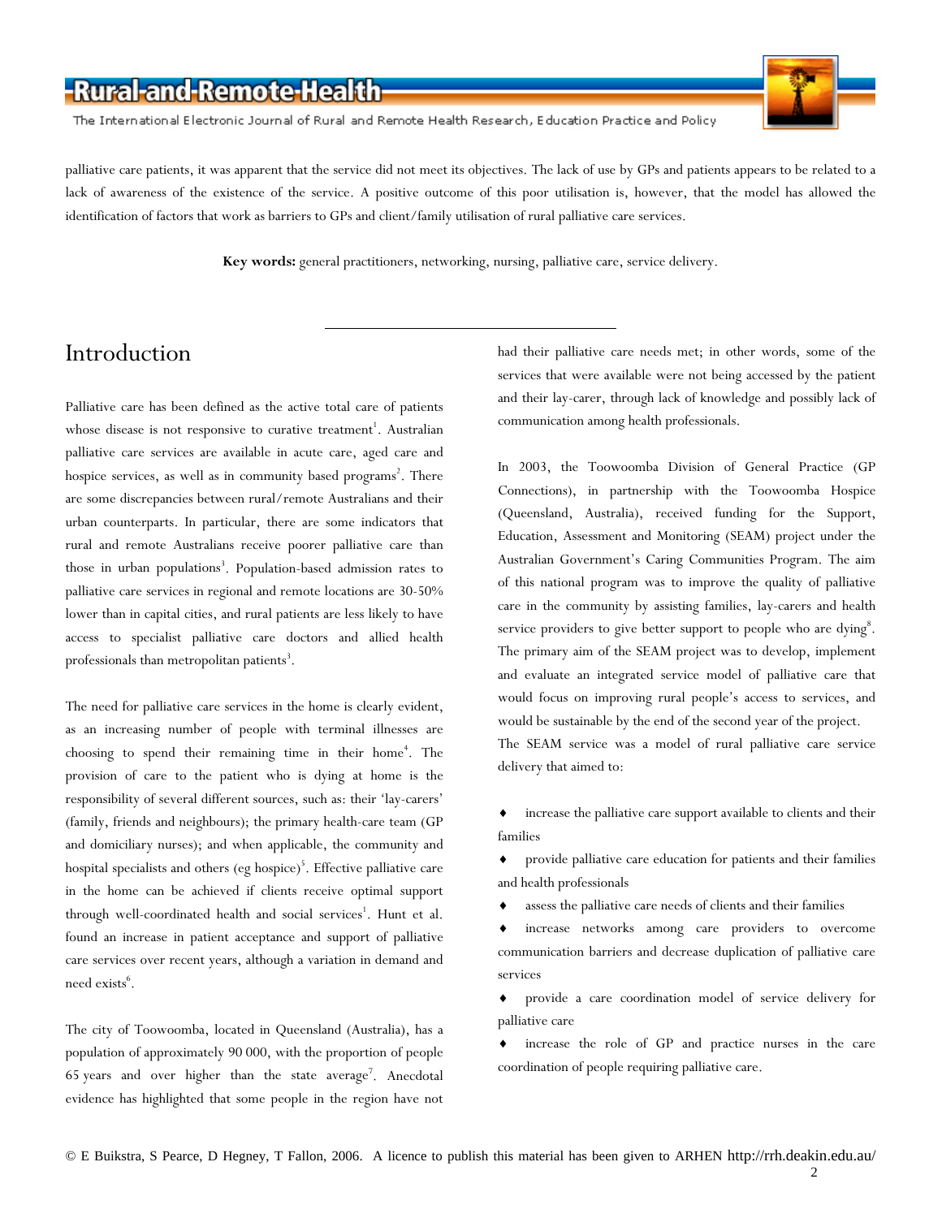palliative care patients, it was apparent that the service did not meet its objectives. The lack of use by GPs and patients appears to be related to a lack of awareness of the existence of the service. A positive outcome of this poor utilisation is, however, that the model has allowed the identification of factors that work as barriers to GPs and client/family utilisation of rural palliative care services.

**Key words:** general practitioners, networking, nursing, palliative care, service delivery.

## Introduction

Palliative care has been defined as the active total care of patients whose disease is not responsive to curative treatment[1]. Australian palliative care services are available in acute care, aged care and hospice services, as well as in community based programs[2]. There are some discrepancies between rural/remote Australians and their urban counterparts. In particular, there are some indicators that rural and remote Australians receive poorer palliative care than those in urban populations[3]. Population-based admission rates to palliative care services in regional and remote locations are 30-50% lower than in capital cities, and rural patients are less likely to have access to specialist palliative care doctors and allied health professionals than metropolitan patients[3].

The need for palliative care services in the home is clearly evident, as an increasing number of people with terminal illnesses are choosing to spend their remaining time in their home[4]. The provision of care to the patient who is dying at home is the responsibility of several different sources, such as: their 'lay-carers' (family, friends and neighbours); the primary health-care team (GP and domiciliary nurses); and when applicable, the community and hospital specialists and others (eg hospice)[5]. Effective palliative care in the home can be achieved if clients receive optimal support through well-coordinated health and social services[1]. Hunt et al. found an increase in patient acceptance and support of palliative care services over recent years, although a variation in demand and need exists[6].

The city of Toowoomba, located in Queensland (Australia), has a population of approximately 90 000, with the proportion of people 65 years and over higher than the state average[7]. Anecdotal evidence has highlighted that some people in the region have not had their palliative care needs met; in other words, some of the services that were available were not being accessed by the patient and their lay-carer, through lack of knowledge and possibly lack of communication among health professionals.

In 2003, the Toowoomba Division of General Practice (GP Connections), in partnership with the Toowoomba Hospice (Queensland, Australia), received funding for the Support, Education, Assessment and Monitoring (SEAM) project under the Australian Government's Caring Communities Program. The aim of this national program was to improve the quality of palliative care in the community by assisting families, lay-carers and health service providers to give better support to people who are dying[8]. The primary aim of the SEAM project was to develop, implement and evaluate an integrated service model of palliative care that would focus on improving rural people's access to services, and would be sustainable by the end of the second year of the project.

The SEAM service was a model of rural palliative care service delivery that aimed to:

- increase the palliative care support available to clients and their families
- provide palliative care education for patients and their families and health professionals
- assess the palliative care needs of clients and their families
- increase networks among care providers to overcome communication barriers and decrease duplication of palliative care services
- provide a care coordination model of service delivery for palliative care
- increase the role of GP and practice nurses in the care coordination of people requiring palliative care.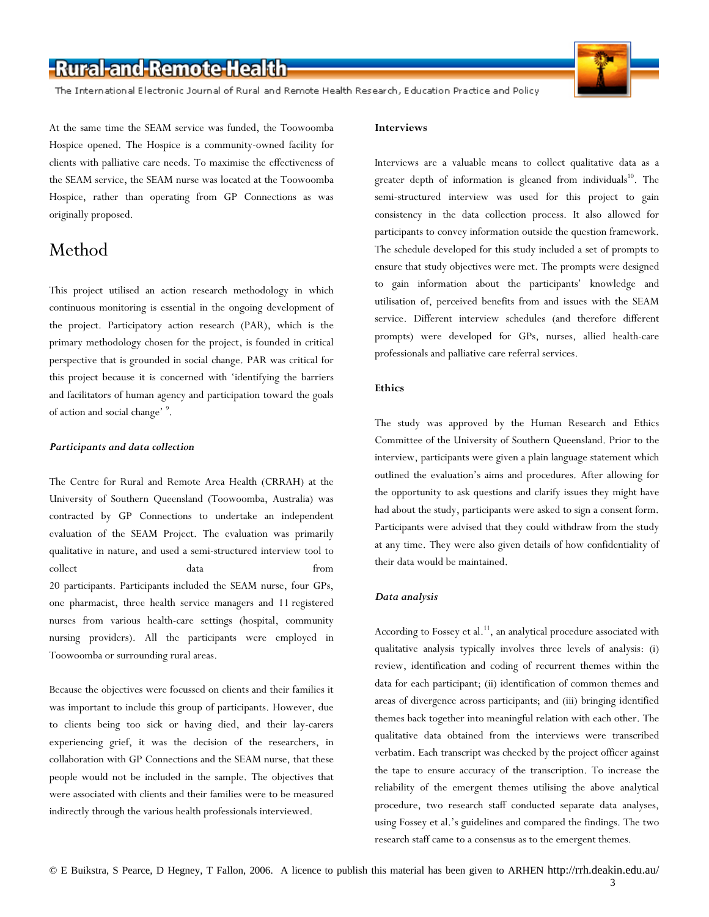At the same time the SEAM service was funded, the Toowoomba Hospice opened. The Hospice is a community-owned facility for clients with palliative care needs. To maximise the effectiveness of the SEAM service, the SEAM nurse was located at the Toowoomba Hospice, rather than operating from GP Connections as was originally proposed.

# Method

This project utilised an action research methodology in which continuous monitoring is essential in the ongoing development of the project. Participatory action research (PAR), which is the primary methodology chosen for the project, is founded in critical perspective that is grounded in social change. PAR was critical for this project because it is concerned with 'identifying the barriers and facilitators of human agency and participation toward the goals of action and social change'[9].

### *Participants and data collection*

The Centre for Rural and Remote Area Health (CRRAH) at the University of Southern Queensland (Toowoomba, Australia) was contracted by GP Connections to undertake an independent evaluation of the SEAM Project. The evaluation was primarily qualitative in nature, and used a semi-structured interview tool to collect data from 20 participants. Participants included the SEAM nurse, four GPs, one pharmacist, three health service managers and 11 registered nurses from various health-care settings (hospital, community nursing providers). All the participants were employed in Toowoomba or surrounding rural areas.

Because the objectives were focussed on clients and their families it was important to include this group of participants. However, due to clients being too sick or having died, and their lay-carers experiencing grief, it was the decision of the researchers, in collaboration with GP Connections and the SEAM nurse, that these people would not be included in the sample. The objectives that were associated with clients and their families were to be measured indirectly through the various health professionals interviewed.

### Interviews

Interviews are a valuable means to collect qualitative data as a greater depth of information is gleaned from individuals[10]. The semi-structured interview was used for this project to gain consistency in the data collection process. It also allowed for participants to convey information outside the question framework. The schedule developed for this study included a set of prompts to ensure that study objectives were met. The prompts were designed to gain information about the participants' knowledge and utilisation of, perceived benefits from and issues with the SEAM service. Different interview schedules (and therefore different prompts) were developed for GPs, nurses, allied health-care professionals and palliative care referral services.

### Ethics

The study was approved by the Human Research and Ethics Committee of the University of Southern Queensland. Prior to the interview, participants were given a plain language statement which outlined the evaluation's aims and procedures. After allowing for the opportunity to ask questions and clarify issues they might have had about the study, participants were asked to sign a consent form. Participants were advised that they could withdraw from the study at any time. They were also given details of how confidentiality of their data would be maintained.

### *Data analysis*

According to Fossey et al.[11], an analytical procedure associated with qualitative analysis typically involves three levels of analysis: (i) review, identification and coding of recurrent themes within the data for each participant; (ii) identification of common themes and areas of divergence across participants; and (iii) bringing identified themes back together into meaningful relation with each other. The qualitative data obtained from the interviews were transcribed verbatim. Each transcript was checked by the project officer against the tape to ensure accuracy of the transcription. To increase the reliability of the emergent themes utilising the above analytical procedure, two research staff conducted separate data analyses, using Fossey et al.'s guidelines and compared the findings. The two research staff came to a consensus as to the emergent themes.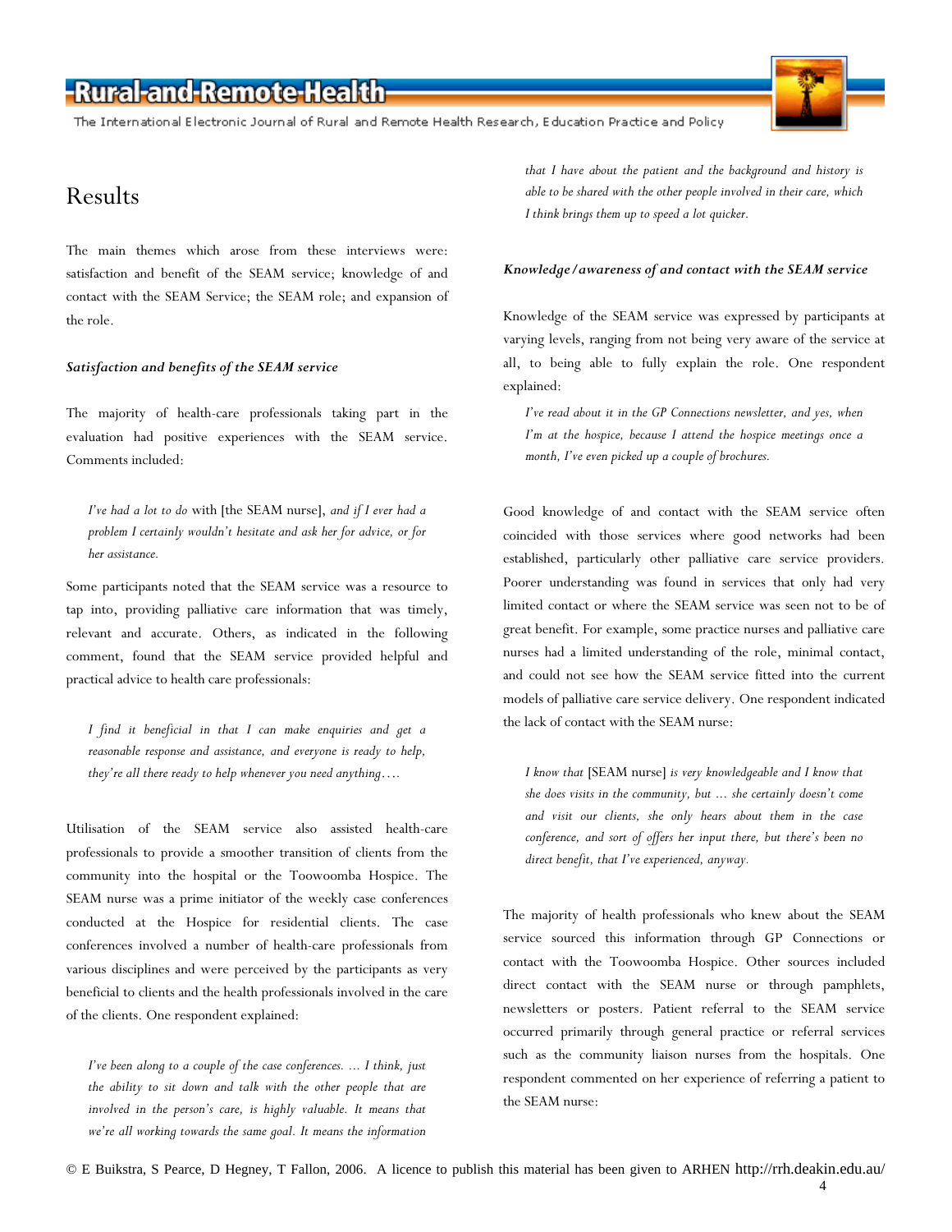# Results

The main themes which arose from these interviews were: satisfaction and benefit of the SEAM service; knowledge of and contact with the SEAM Service; the SEAM role; and expansion of the role.

### *Satisfaction and benefits of the SEAM service*

The majority of health-care professionals taking part in the evaluation had positive experiences with the SEAM service. Comments included:

> *I've had a lot to do* with [the SEAM nurse], *and if I ever had a problem I certainly wouldn't hesitate and ask her for advice, or for her assistance.*

Some participants noted that the SEAM service was a resource to tap into, providing palliative care information that was timely, relevant and accurate. Others, as indicated in the following comment, found that the SEAM service provided helpful and practical advice to health care professionals:

> *I find it beneficial in that I can make enquiries and get a reasonable response and assistance, and everyone is ready to help, they're all there ready to help whenever you need anything….*

Utilisation of the SEAM service also assisted health-care professionals to provide a smoother transition of clients from the community into the hospital or the Toowoomba Hospice. The SEAM nurse was a prime initiator of the weekly case conferences conducted at the Hospice for residential clients. The case conferences involved a number of health-care professionals from various disciplines and were perceived by the participants as very beneficial to clients and the health professionals involved in the care of the clients. One respondent explained:

> *I've been along to a couple of the case conferences. … I think, just the ability to sit down and talk with the other people that are involved in the person's care, is highly valuable. It means that we're all working towards the same goal. It means the information that I have about the patient and the background and history is able to be shared with the other people involved in their care, which I think brings them up to speed a lot quicker.*

### *Knowledge/awareness of and contact with the SEAM service*

Knowledge of the SEAM service was expressed by participants at varying levels, ranging from not being very aware of the service at all, to being able to fully explain the role. One respondent explained:

> *I've read about it in the GP Connections newsletter, and yes, when I'm at the hospice, because I attend the hospice meetings once a month, I've even picked up a couple of brochures.*

Good knowledge of and contact with the SEAM service often coincided with those services where good networks had been established, particularly other palliative care service providers. Poorer understanding was found in services that only had very limited contact or where the SEAM service was seen not to be of great benefit. For example, some practice nurses and palliative care nurses had a limited understanding of the role, minimal contact, and could not see how the SEAM service fitted into the current models of palliative care service delivery. One respondent indicated the lack of contact with the SEAM nurse:

> *I know that* [SEAM nurse] *is very knowledgeable and I know that she does visits in the community, but … she certainly doesn't come and visit our clients, she only hears about them in the case conference, and sort of offers her input there, but there's been no direct benefit, that I've experienced, anyway.*

The majority of health professionals who knew about the SEAM service sourced this information through GP Connections or contact with the Toowoomba Hospice. Other sources included direct contact with the SEAM nurse or through pamphlets, newsletters or posters. Patient referral to the SEAM service occurred primarily through general practice or referral services such as the community liaison nurses from the hospitals. One respondent commented on her experience of referring a patient to the SEAM nurse: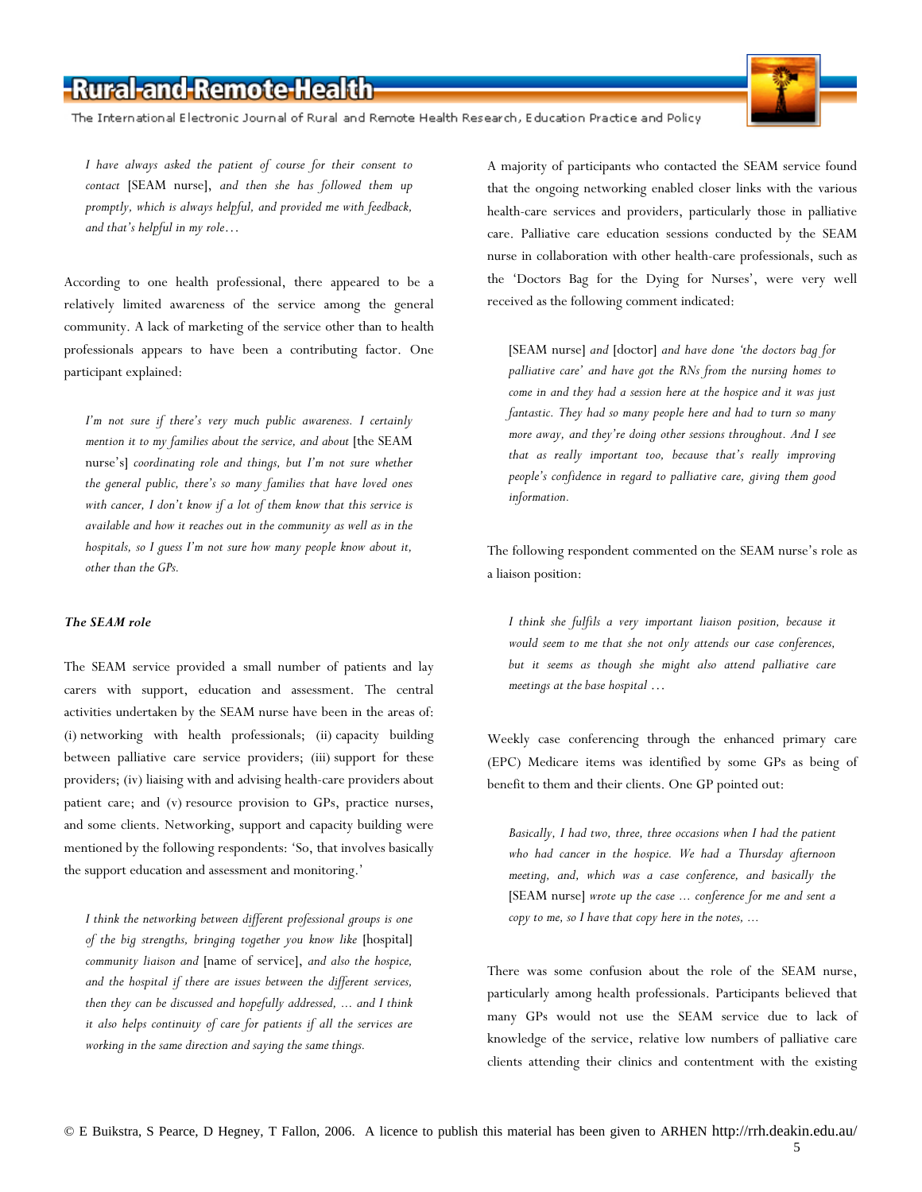*I have always asked the patient of course for their consent to contact* [SEAM nurse], *and then she has followed them up promptly, which is always helpful, and provided me with feedback, and that's helpful in my role…*

According to one health professional, there appeared to be a relatively limited awareness of the service among the general community. A lack of marketing of the service other than to health professionals appears to have been a contributing factor. One participant explained:

> *I'm not sure if there's very much public awareness. I certainly mention it to my families about the service, and about* [the SEAM nurse's] *coordinating role and things, but I'm not sure whether the general public, there's so many families that have loved ones with cancer, I don't know if a lot of them know that this service is available and how it reaches out in the community as well as in the hospitals, so I guess I'm not sure how many people know about it, other than the GPs.*

***The SEAM role***

The SEAM service provided a small number of patients and lay carers with support, education and assessment. The central activities undertaken by the SEAM nurse have been in the areas of: (i) networking with health professionals; (ii) capacity building between palliative care service providers; (iii) support for these providers; (iv) liaising with and advising health-care providers about patient care; and (v) resource provision to GPs, practice nurses, and some clients. Networking, support and capacity building were mentioned by the following respondents: 'So, that involves basically the support education and assessment and monitoring.'

> *I think the networking between different professional groups is one of the big strengths, bringing together you know like* [hospital] *community liaison and* [name of service], *and also the hospice, and the hospital if there are issues between the different services, then they can be discussed and hopefully addressed, ... and I think it also helps continuity of care for patients if all the services are working in the same direction and saying the same things.*

A majority of participants who contacted the SEAM service found that the ongoing networking enabled closer links with the various health-care services and providers, particularly those in palliative care. Palliative care education sessions conducted by the SEAM nurse in collaboration with other health-care professionals, such as the 'Doctors Bag for the Dying for Nurses', were very well received as the following comment indicated:

> [SEAM nurse] *and* [doctor] *and have done 'the doctors bag for palliative care' and have got the RNs from the nursing homes to come in and they had a session here at the hospice and it was just fantastic. They had so many people here and had to turn so many more away, and they're doing other sessions throughout. And I see that as really important too, because that's really improving people's confidence in regard to palliative care, giving them good information.*

The following respondent commented on the SEAM nurse's role as a liaison position:

> *I think she fulfils a very important liaison position, because it would seem to me that she not only attends our case conferences, but it seems as though she might also attend palliative care meetings at the base hospital …*

Weekly case conferencing through the enhanced primary care (EPC) Medicare items was identified by some GPs as being of benefit to them and their clients. One GP pointed out:

> *Basically, I had two, three, three occasions when I had the patient who had cancer in the hospice. We had a Thursday afternoon meeting, and, which was a case conference, and basically the* [SEAM nurse] *wrote up the case ... conference for me and sent a copy to me, so I have that copy here in the notes, ...*

There was some confusion about the role of the SEAM nurse, particularly among health professionals. Participants believed that many GPs would not use the SEAM service due to lack of knowledge of the service, relative low numbers of palliative care clients attending their clinics and contentment with the existing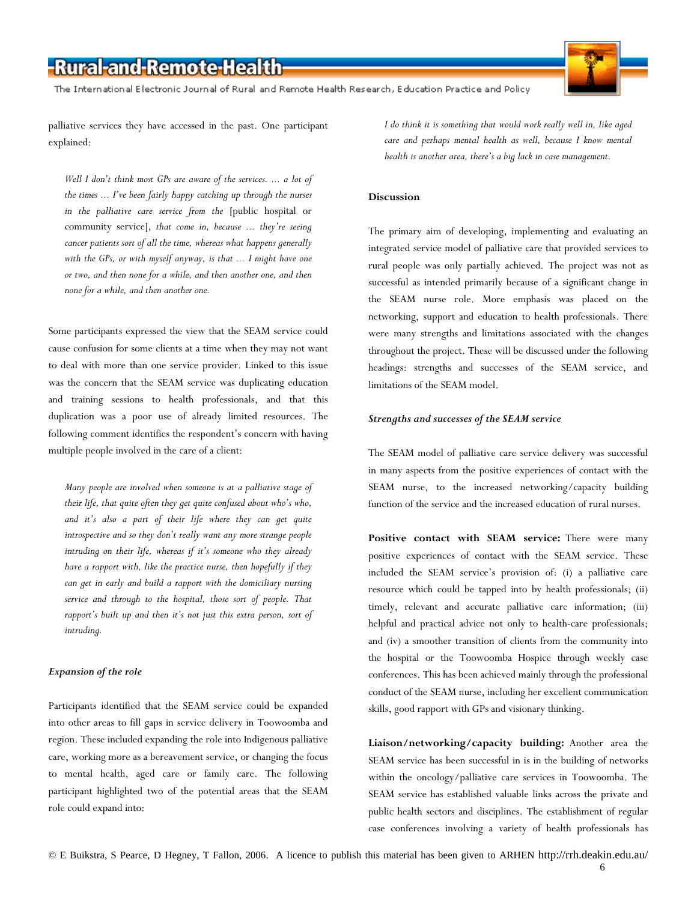palliative services they have accessed in the past. One participant explained:

> *Well I don't think most GPs are aware of the services. … a lot of the times … I've been fairly happy catching up through the nurses in the palliative care service from the* [public hospital or community service], *that come in, because … they're seeing cancer patients sort of all the time, whereas what happens generally with the GPs, or with myself anyway, is that … I might have one or two, and then none for a while, and then another one, and then none for a while, and then another one.*

Some participants expressed the view that the SEAM service could cause confusion for some clients at a time when they may not want to deal with more than one service provider. Linked to this issue was the concern that the SEAM service was duplicating education and training sessions to health professionals, and that this duplication was a poor use of already limited resources. The following comment identifies the respondent's concern with having multiple people involved in the care of a client:

> *Many people are involved when someone is at a palliative stage of their life, that quite often they get quite confused about who's who, and it's also a part of their life where they can get quite introspective and so they don't really want any more strange people intruding on their life, whereas if it's someone who they already have a rapport with, like the practice nurse, then hopefully if they can get in early and build a rapport with the domiciliary nursing service and through to the hospital, those sort of people. That rapport's built up and then it's not just this extra person, sort of intruding.*

### *Expansion of the role*

Participants identified that the SEAM service could be expanded into other areas to fill gaps in service delivery in Toowoomba and region. These included expanding the role into Indigenous palliative care, working more as a bereavement service, or changing the focus to mental health, aged care or family care. The following participant highlighted two of the potential areas that the SEAM role could expand into:

> *I do think it is something that would work really well in, like aged care and perhaps mental health as well, because I know mental health is another area, there's a big lack in case management.*

## Discussion

The primary aim of developing, implementing and evaluating an integrated service model of palliative care that provided services to rural people was only partially achieved. The project was not as successful as intended primarily because of a significant change in the SEAM nurse role. More emphasis was placed on the networking, support and education to health professionals. There were many strengths and limitations associated with the changes throughout the project. These will be discussed under the following headings: strengths and successes of the SEAM service, and limitations of the SEAM model.

### *Strengths and successes of the SEAM service*

The SEAM model of palliative care service delivery was successful in many aspects from the positive experiences of contact with the SEAM nurse, to the increased networking/capacity building function of the service and the increased education of rural nurses.

**Positive contact with SEAM service:** There were many positive experiences of contact with the SEAM service. These included the SEAM service's provision of: (i) a palliative care resource which could be tapped into by health professionals; (ii) timely, relevant and accurate palliative care information; (iii) helpful and practical advice not only to health-care professionals; and (iv) a smoother transition of clients from the community into the hospital or the Toowoomba Hospice through weekly case conferences. This has been achieved mainly through the professional conduct of the SEAM nurse, including her excellent communication skills, good rapport with GPs and visionary thinking.

**Liaison/networking/capacity building:** Another area the SEAM service has been successful in is in the building of networks within the oncology/palliative care services in Toowoomba. The SEAM service has established valuable links across the private and public health sectors and disciplines. The establishment of regular case conferences involving a variety of health professionals has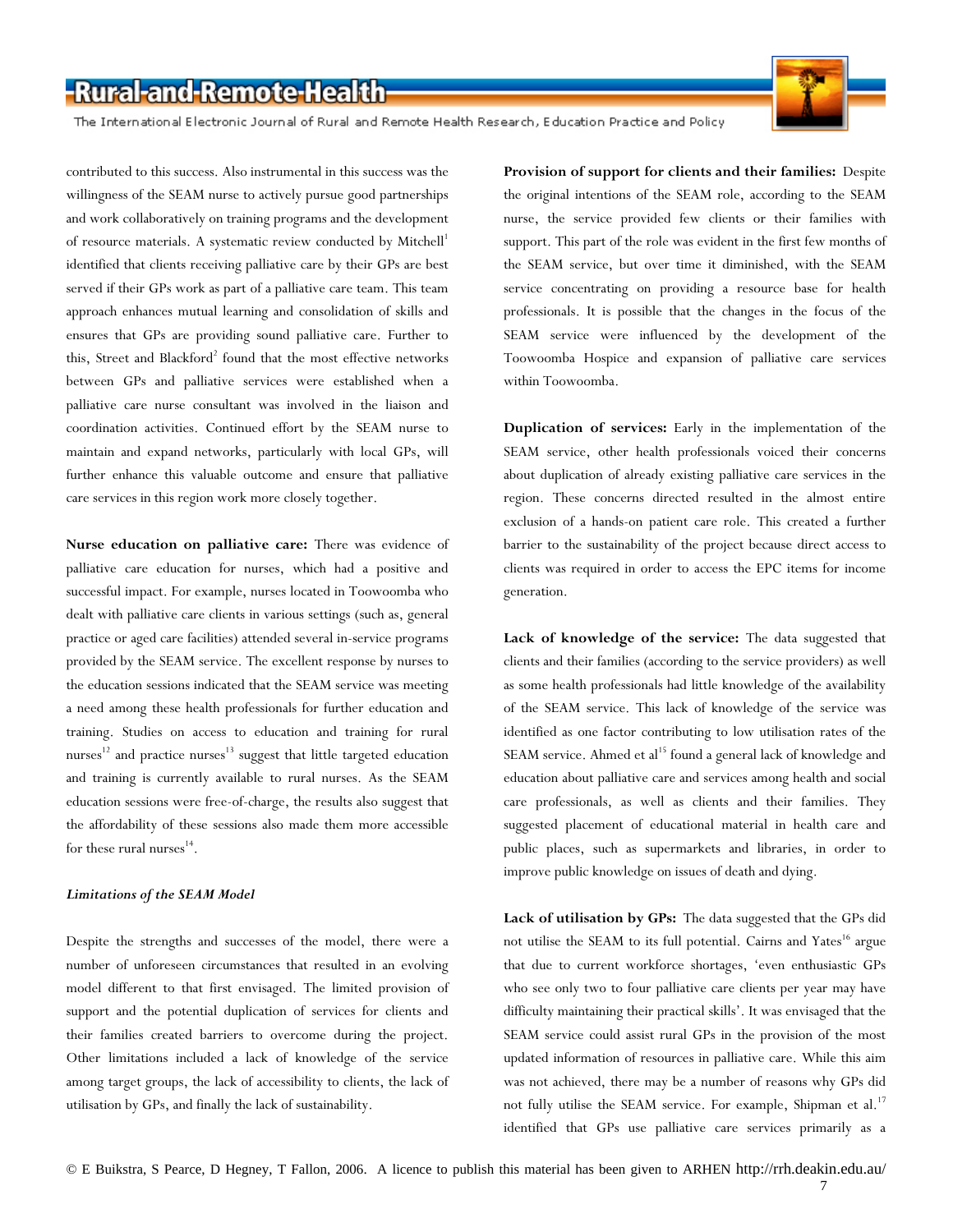contributed to this success. Also instrumental in this success was the willingness of the SEAM nurse to actively pursue good partnerships and work collaboratively on training programs and the development of resource materials. A systematic review conducted by Mitchell[1] identified that clients receiving palliative care by their GPs are best served if their GPs work as part of a palliative care team. This team approach enhances mutual learning and consolidation of skills and ensures that GPs are providing sound palliative care. Further to this, Street and Blackford[2] found that the most effective networks between GPs and palliative services were established when a palliative care nurse consultant was involved in the liaison and coordination activities. Continued effort by the SEAM nurse to maintain and expand networks, particularly with local GPs, will further enhance this valuable outcome and ensure that palliative care services in this region work more closely together.

**Nurse education on palliative care:** There was evidence of palliative care education for nurses, which had a positive and successful impact. For example, nurses located in Toowoomba who dealt with palliative care clients in various settings (such as, general practice or aged care facilities) attended several in-service programs provided by the SEAM service. The excellent response by nurses to the education sessions indicated that the SEAM service was meeting a need among these health professionals for further education and training. Studies on access to education and training for rural nurses[12] and practice nurses[13] suggest that little targeted education and training is currently available to rural nurses. As the SEAM education sessions were free-of-charge, the results also suggest that the affordability of these sessions also made them more accessible for these rural nurses[14].

### *Limitations of the SEAM Model*

Despite the strengths and successes of the model, there were a number of unforeseen circumstances that resulted in an evolving model different to that first envisaged. The limited provision of support and the potential duplication of services for clients and their families created barriers to overcome during the project. Other limitations included a lack of knowledge of the service among target groups, the lack of accessibility to clients, the lack of utilisation by GPs, and finally the lack of sustainability.

**Provision of support for clients and their families:** Despite the original intentions of the SEAM role, according to the SEAM nurse, the service provided few clients or their families with support. This part of the role was evident in the first few months of the SEAM service, but over time it diminished, with the SEAM service concentrating on providing a resource base for health professionals. It is possible that the changes in the focus of the SEAM service were influenced by the development of the Toowoomba Hospice and expansion of palliative care services within Toowoomba.

**Duplication of services:** Early in the implementation of the SEAM service, other health professionals voiced their concerns about duplication of already existing palliative care services in the region. These concerns directed resulted in the almost entire exclusion of a hands-on patient care role. This created a further barrier to the sustainability of the project because direct access to clients was required in order to access the EPC items for income generation.

**Lack of knowledge of the service:** The data suggested that clients and their families (according to the service providers) as well as some health professionals had little knowledge of the availability of the SEAM service. This lack of knowledge of the service was identified as one factor contributing to low utilisation rates of the SEAM service. Ahmed et al[15] found a general lack of knowledge and education about palliative care and services among health and social care professionals, as well as clients and their families. They suggested placement of educational material in health care and public places, such as supermarkets and libraries, in order to improve public knowledge on issues of death and dying.

**Lack of utilisation by GPs:** The data suggested that the GPs did not utilise the SEAM to its full potential. Cairns and Yates[16] argue that due to current workforce shortages, 'even enthusiastic GPs who see only two to four palliative care clients per year may have difficulty maintaining their practical skills'. It was envisaged that the SEAM service could assist rural GPs in the provision of the most updated information of resources in palliative care. While this aim was not achieved, there may be a number of reasons why GPs did not fully utilise the SEAM service. For example, Shipman et al.[17] identified that GPs use palliative care services primarily as a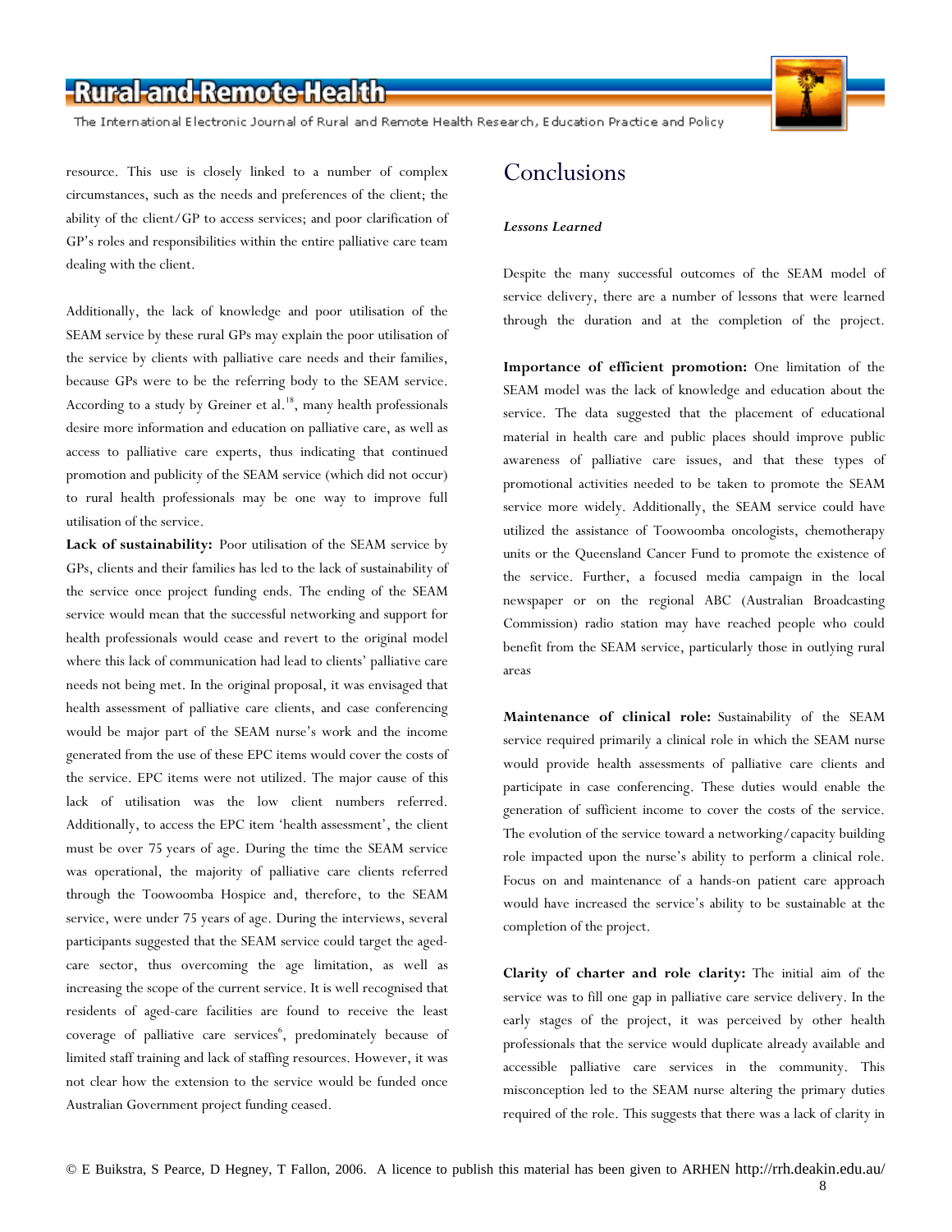resource. This use is closely linked to a number of complex circumstances, such as the needs and preferences of the client; the ability of the client/GP to access services; and poor clarification of GP's roles and responsibilities within the entire palliative care team dealing with the client.

Additionally, the lack of knowledge and poor utilisation of the SEAM service by these rural GPs may explain the poor utilisation of the service by clients with palliative care needs and their families, because GPs were to be the referring body to the SEAM service. According to a study by Greiner et al.[18], many health professionals desire more information and education on palliative care, as well as access to palliative care experts, thus indicating that continued promotion and publicity of the SEAM service (which did not occur) to rural health professionals may be one way to improve full utilisation of the service.

**Lack of sustainability:** Poor utilisation of the SEAM service by GPs, clients and their families has led to the lack of sustainability of the service once project funding ends. The ending of the SEAM service would mean that the successful networking and support for health professionals would cease and revert to the original model where this lack of communication had lead to clients' palliative care needs not being met. In the original proposal, it was envisaged that health assessment of palliative care clients, and case conferencing would be major part of the SEAM nurse's work and the income generated from the use of these EPC items would cover the costs of the service. EPC items were not utilized. The major cause of this lack of utilisation was the low client numbers referred. Additionally, to access the EPC item 'health assessment', the client must be over 75 years of age. During the time the SEAM service was operational, the majority of palliative care clients referred through the Toowoomba Hospice and, therefore, to the SEAM service, were under 75 years of age. During the interviews, several participants suggested that the SEAM service could target the aged-care sector, thus overcoming the age limitation, as well as increasing the scope of the current service. It is well recognised that residents of aged-care facilities are found to receive the least coverage of palliative care services[6], predominately because of limited staff training and lack of staffing resources. However, it was not clear how the extension to the service would be funded once Australian Government project funding ceased.

# Conclusions

***Lessons Learned***

Despite the many successful outcomes of the SEAM model of service delivery, there are a number of lessons that were learned through the duration and at the completion of the project.

**Importance of efficient promotion:** One limitation of the SEAM model was the lack of knowledge and education about the service. The data suggested that the placement of educational material in health care and public places should improve public awareness of palliative care issues, and that these types of promotional activities needed to be taken to promote the SEAM service more widely. Additionally, the SEAM service could have utilized the assistance of Toowoomba oncologists, chemotherapy units or the Queensland Cancer Fund to promote the existence of the service. Further, a focused media campaign in the local newspaper or on the regional ABC (Australian Broadcasting Commission) radio station may have reached people who could benefit from the SEAM service, particularly those in outlying rural areas

**Maintenance of clinical role:** Sustainability of the SEAM service required primarily a clinical role in which the SEAM nurse would provide health assessments of palliative care clients and participate in case conferencing. These duties would enable the generation of sufficient income to cover the costs of the service. The evolution of the service toward a networking/capacity building role impacted upon the nurse's ability to perform a clinical role. Focus on and maintenance of a hands-on patient care approach would have increased the service's ability to be sustainable at the completion of the project.

**Clarity of charter and role clarity:** The initial aim of the service was to fill one gap in palliative care service delivery. In the early stages of the project, it was perceived by other health professionals that the service would duplicate already available and accessible palliative care services in the community. This misconception led to the SEAM nurse altering the primary duties required of the role. This suggests that there was a lack of clarity in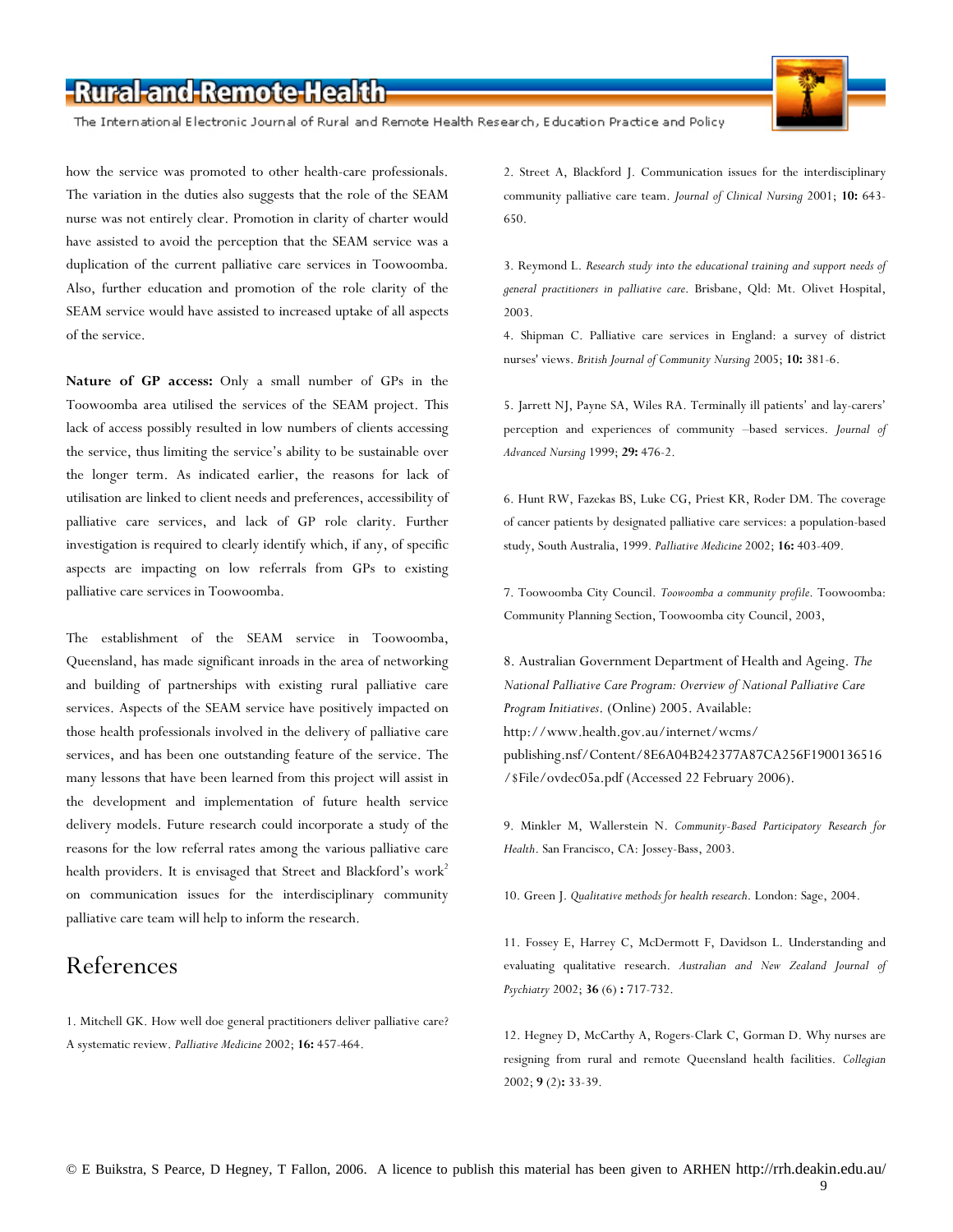how the service was promoted to other health-care professionals. The variation in the duties also suggests that the role of the SEAM nurse was not entirely clear. Promotion in clarity of charter would have assisted to avoid the perception that the SEAM service was a duplication of the current palliative care services in Toowoomba. Also, further education and promotion of the role clarity of the SEAM service would have assisted to increased uptake of all aspects of the service.

**Nature of GP access:** Only a small number of GPs in the Toowoomba area utilised the services of the SEAM project. This lack of access possibly resulted in low numbers of clients accessing the service, thus limiting the service's ability to be sustainable over the longer term. As indicated earlier, the reasons for lack of utilisation are linked to client needs and preferences, accessibility of palliative care services, and lack of GP role clarity. Further investigation is required to clearly identify which, if any, of specific aspects are impacting on low referrals from GPs to existing palliative care services in Toowoomba.

The establishment of the SEAM service in Toowoomba, Queensland, has made significant inroads in the area of networking and building of partnerships with existing rural palliative care services. Aspects of the SEAM service have positively impacted on those health professionals involved in the delivery of palliative care services, and has been one outstanding feature of the service. The many lessons that have been learned from this project will assist in the development and implementation of future health service delivery models. Future research could incorporate a study of the reasons for the low referral rates among the various palliative care health providers. It is envisaged that Street and Blackford's work[2] on communication issues for the interdisciplinary community palliative care team will help to inform the research.

# References

1. Mitchell GK. How well doe general practitioners deliver palliative care? A systematic review. *Palliative Medicine* 2002; **16:** 457-464.

2. Street A, Blackford J. Communication issues for the interdisciplinary community palliative care team. *Journal of Clinical Nursing* 2001; **10:** 643-650.

3. Reymond L. *Research study into the educational training and support needs of general practitioners in palliative care*. Brisbane, Qld: Mt. Olivet Hospital, 2003.

4. Shipman C. Palliative care services in England: a survey of district nurses' views. *British Journal of Community Nursing* 2005; **10:** 381-6.

5. Jarrett NJ, Payne SA, Wiles RA. Terminally ill patients' and lay-carers' perception and experiences of community –based services. *Journal of Advanced Nursing* 1999; **29:** 476-2.

6. Hunt RW, Fazekas BS, Luke CG, Priest KR, Roder DM. The coverage of cancer patients by designated palliative care services: a population-based study, South Australia, 1999. *Palliative Medicine* 2002; **16:** 403-409.

7. Toowoomba City Council. *Toowoomba a community profile*. Toowoomba: Community Planning Section, Toowoomba city Council, 2003,

8. Australian Government Department of Health and Ageing. *The National Palliative Care Program: Overview of National Palliative Care Program Initiatives*. (Online) 2005. Available: http://www.health.gov.au/internet/wcms/publishing.nsf/Content/8E6A04B242377A87CA256F1900136516/$File/ovdec05a.pdf (Accessed 22 February 2006).

9. Minkler M, Wallerstein N. *Community-Based Participatory Research for Health*. San Francisco, CA: Jossey-Bass, 2003.

10. Green J. *Qualitative methods for health research*. London: Sage, 2004.

11. Fossey E, Harrey C, McDermott F, Davidson L. Understanding and evaluating qualitative research. *Australian and New Zealand Journal of Psychiatry* 2002; **36** (6) **:** 717-732.

12. Hegney D, McCarthy A, Rogers-Clark C, Gorman D. Why nurses are resigning from rural and remote Queensland health facilities. *Collegian* 2002; **9** (2)**:** 33-39.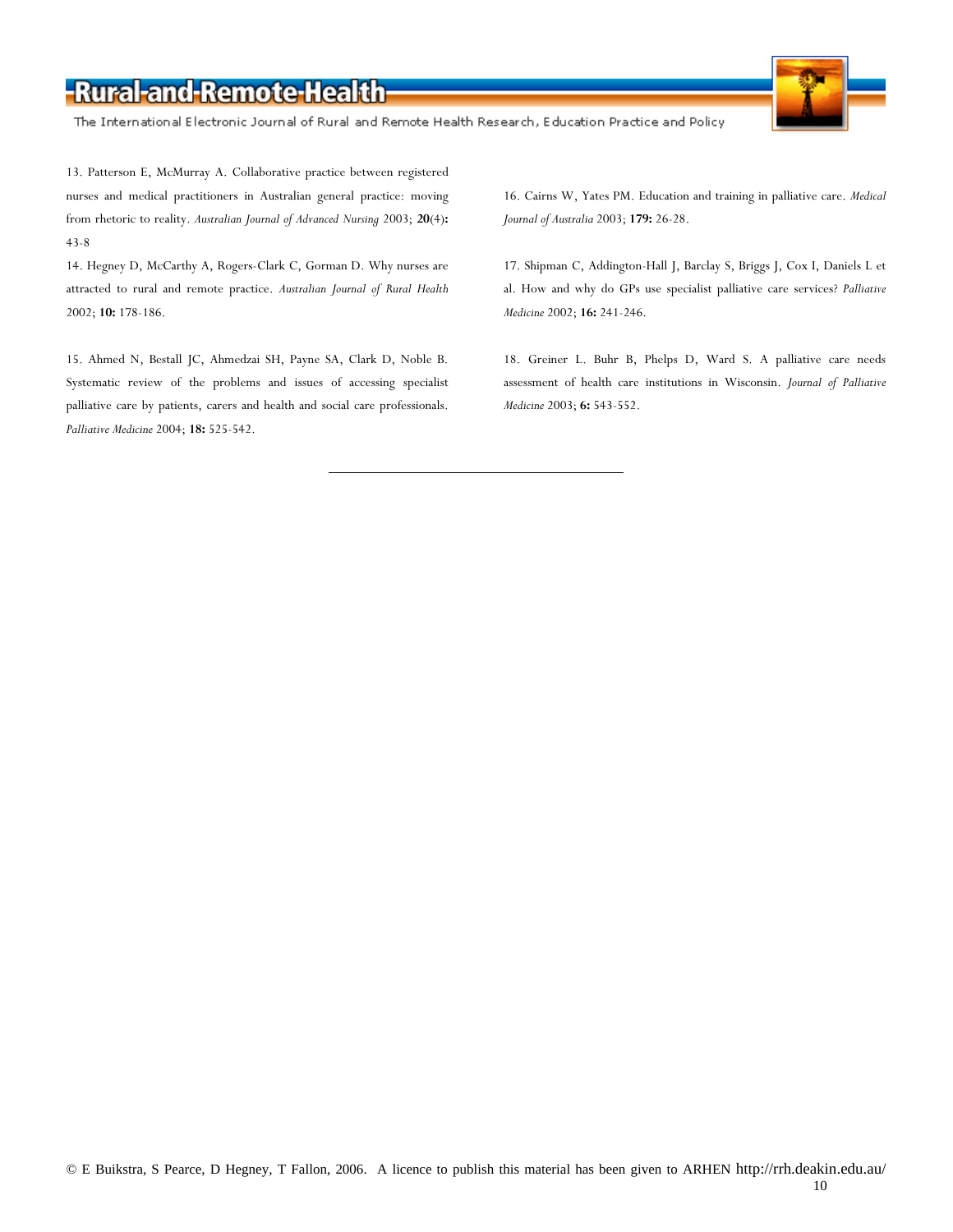13. Patterson E, McMurray A. Collaborative practice between registered nurses and medical practitioners in Australian general practice: moving from rhetoric to reality. *Australian Journal of Advanced Nursing* 2003; **20**(4)**:** 43-8

14. Hegney D, McCarthy A, Rogers-Clark C, Gorman D. Why nurses are attracted to rural and remote practice. *Australian Journal of Rural Health* 2002; **10:** 178-186.

15. Ahmed N, Bestall JC, Ahmedzai SH, Payne SA, Clark D, Noble B. Systematic review of the problems and issues of accessing specialist palliative care by patients, carers and health and social care professionals. *Palliative Medicine* 2004; **18:** 525-542.

16. Cairns W, Yates PM. Education and training in palliative care. *Medical Journal of Australia* 2003; **179:** 26-28.

17. Shipman C, Addington-Hall J, Barclay S, Briggs J, Cox I, Daniels L et al. How and why do GPs use specialist palliative care services? *Palliative Medicine* 2002; **16:** 241-246.

18. Greiner L. Buhr B, Phelps D, Ward S. A palliative care needs assessment of health care institutions in Wisconsin. *Journal of Palliative Medicine* 2003; **6:** 543-552.

---

© E Buikstra, S Pearce, D Hegney, T Fallon, 2006. A licence to publish this material has been given to ARHEN http://rrh.deakin.edu.au/